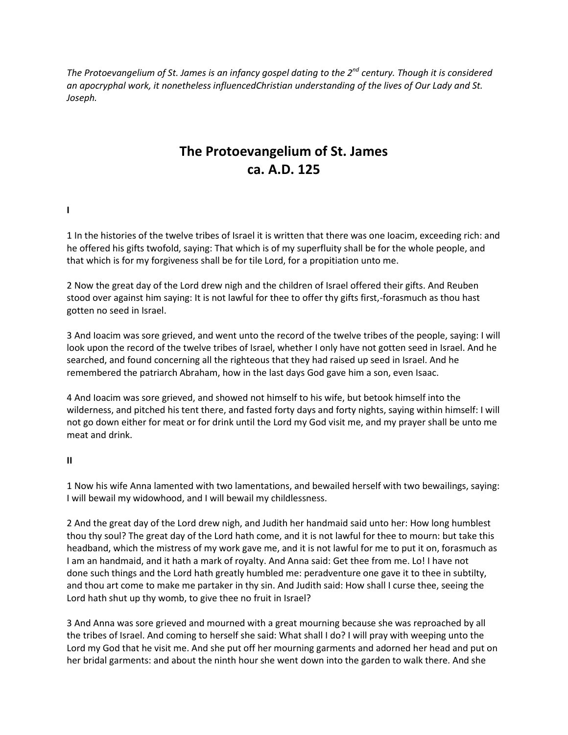*The Protoevangelium of St. James is an infancy gospel dating to the 2nd century. Though it is considered an apocryphal work, it nonetheless influencedChristian understanding of the lives of Our Lady and St. Joseph.*

# The Protoevangelium of St. James
# ca. A.D. 125

**I**

1 In the histories of the twelve tribes of Israel it is written that there was one Ioacim, exceeding rich: and he offered his gifts twofold, saying: That which is of my superfluity shall be for the whole people, and that which is for my forgiveness shall be for tile Lord, for a propitiation unto me.

2 Now the great day of the Lord drew nigh and the children of Israel offered their gifts. And Reuben stood over against him saying: It is not lawful for thee to offer thy gifts first,-forasmuch as thou hast gotten no seed in Israel.

3 And Ioacim was sore grieved, and went unto the record of the twelve tribes of the people, saying: I will look upon the record of the twelve tribes of Israel, whether I only have not gotten seed in Israel. And he searched, and found concerning all the righteous that they had raised up seed in Israel. And he remembered the patriarch Abraham, how in the last days God gave him a son, even Isaac.

4 And Ioacim was sore grieved, and showed not himself to his wife, but betook himself into the wilderness, and pitched his tent there, and fasted forty days and forty nights, saying within himself: I will not go down either for meat or for drink until the Lord my God visit me, and my prayer shall be unto me meat and drink.

**II**

1 Now his wife Anna lamented with two lamentations, and bewailed herself with two bewailings, saying: I will bewail my widowhood, and I will bewail my childlessness.

2 And the great day of the Lord drew nigh, and Judith her handmaid said unto her: How long humblest thou thy soul? The great day of the Lord hath come, and it is not lawful for thee to mourn: but take this headband, which the mistress of my work gave me, and it is not lawful for me to put it on, forasmuch as I am an handmaid, and it hath a mark of royalty. And Anna said: Get thee from me. Lo! I have not done such things and the Lord hath greatly humbled me: peradventure one gave it to thee in subtilty, and thou art come to make me partaker in thy sin. And Judith said: How shall I curse thee, seeing the Lord hath shut up thy womb, to give thee no fruit in Israel?

3 And Anna was sore grieved and mourned with a great mourning because she was reproached by all the tribes of Israel. And coming to herself she said: What shall I do? I will pray with weeping unto the Lord my God that he visit me. And she put off her mourning garments and adorned her head and put on her bridal garments: and about the ninth hour she went down into the garden to walk there. And she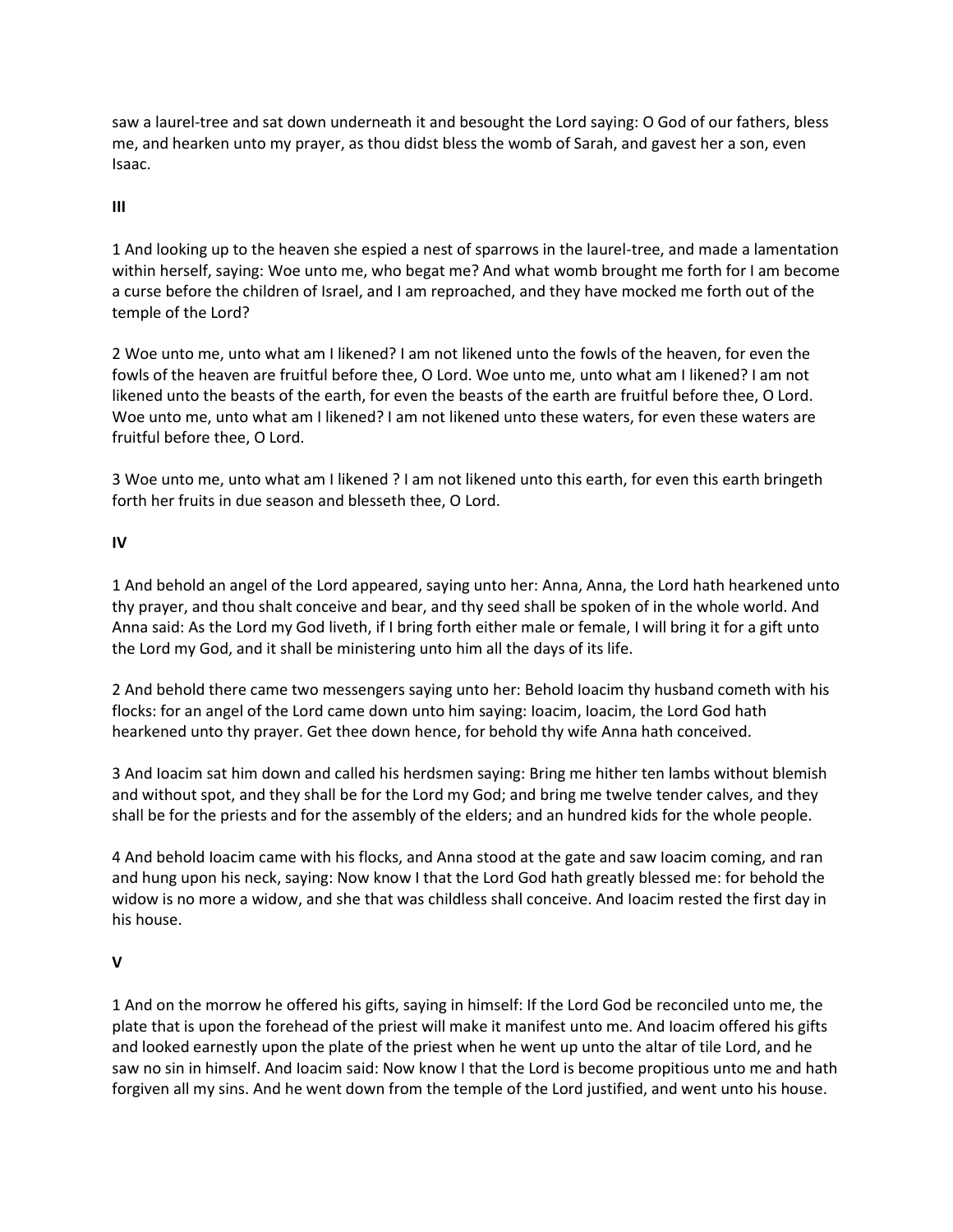saw a laurel-tree and sat down underneath it and besought the Lord saying: O God of our fathers, bless me, and hearken unto my prayer, as thou didst bless the womb of Sarah, and gavest her a son, even Isaac.

**III**

1 And looking up to the heaven she espied a nest of sparrows in the laurel-tree, and made a lamentation within herself, saying: Woe unto me, who begat me? And what womb brought me forth for I am become a curse before the children of Israel, and I am reproached, and they have mocked me forth out of the temple of the Lord?

2 Woe unto me, unto what am I likened? I am not likened unto the fowls of the heaven, for even the fowls of the heaven are fruitful before thee, O Lord. Woe unto me, unto what am I likened? I am not likened unto the beasts of the earth, for even the beasts of the earth are fruitful before thee, O Lord. Woe unto me, unto what am I likened? I am not likened unto these waters, for even these waters are fruitful before thee, O Lord.

3 Woe unto me, unto what am I likened ? I am not likened unto this earth, for even this earth bringeth forth her fruits in due season and blesseth thee, O Lord.

**IV**

1 And behold an angel of the Lord appeared, saying unto her: Anna, Anna, the Lord hath hearkened unto thy prayer, and thou shalt conceive and bear, and thy seed shall be spoken of in the whole world. And Anna said: As the Lord my God liveth, if I bring forth either male or female, I will bring it for a gift unto the Lord my God, and it shall be ministering unto him all the days of its life.

2 And behold there came two messengers saying unto her: Behold Ioacim thy husband cometh with his flocks: for an angel of the Lord came down unto him saying: Ioacim, Ioacim, the Lord God hath hearkened unto thy prayer. Get thee down hence, for behold thy wife Anna hath conceived.

3 And Ioacim sat him down and called his herdsmen saying: Bring me hither ten lambs without blemish and without spot, and they shall be for the Lord my God; and bring me twelve tender calves, and they shall be for the priests and for the assembly of the elders; and an hundred kids for the whole people.

4 And behold Ioacim came with his flocks, and Anna stood at the gate and saw Ioacim coming, and ran and hung upon his neck, saying: Now know I that the Lord God hath greatly blessed me: for behold the widow is no more a widow, and she that was childless shall conceive. And Ioacim rested the first day in his house.

**V**

1 And on the morrow he offered his gifts, saying in himself: If the Lord God be reconciled unto me, the plate that is upon the forehead of the priest will make it manifest unto me. And Ioacim offered his gifts and looked earnestly upon the plate of the priest when he went up unto the altar of tile Lord, and he saw no sin in himself. And Ioacim said: Now know I that the Lord is become propitious unto me and hath forgiven all my sins. And he went down from the temple of the Lord justified, and went unto his house.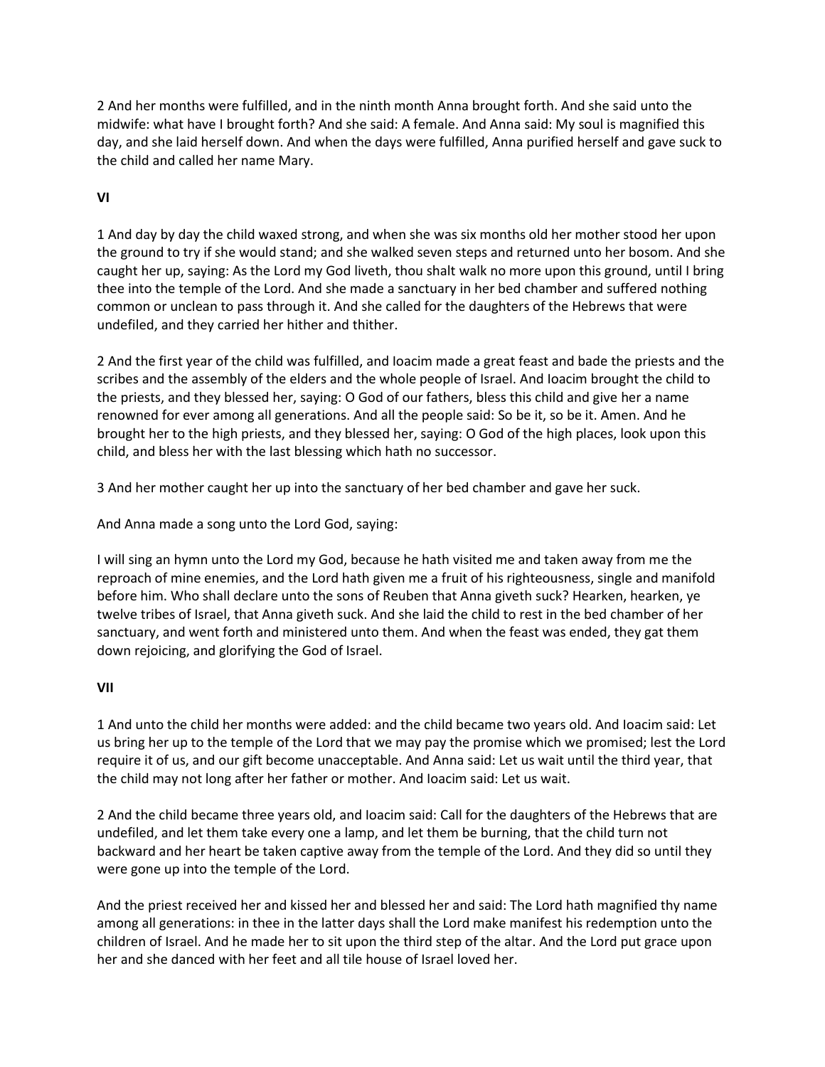2 And her months were fulfilled, and in the ninth month Anna brought forth. And she said unto the midwife: what have I brought forth? And she said: A female. And Anna said: My soul is magnified this day, and she laid herself down. And when the days were fulfilled, Anna purified herself and gave suck to the child and called her name Mary.

**VI**

1 And day by day the child waxed strong, and when she was six months old her mother stood her upon the ground to try if she would stand; and she walked seven steps and returned unto her bosom. And she caught her up, saying: As the Lord my God liveth, thou shalt walk no more upon this ground, until I bring thee into the temple of the Lord. And she made a sanctuary in her bed chamber and suffered nothing common or unclean to pass through it. And she called for the daughters of the Hebrews that were undefiled, and they carried her hither and thither.

2 And the first year of the child was fulfilled, and Ioacim made a great feast and bade the priests and the scribes and the assembly of the elders and the whole people of Israel. And Ioacim brought the child to the priests, and they blessed her, saying: O God of our fathers, bless this child and give her a name renowned for ever among all generations. And all the people said: So be it, so be it. Amen. And he brought her to the high priests, and they blessed her, saying: O God of the high places, look upon this child, and bless her with the last blessing which hath no successor.

3 And her mother caught her up into the sanctuary of her bed chamber and gave her suck.

And Anna made a song unto the Lord God, saying:

I will sing an hymn unto the Lord my God, because he hath visited me and taken away from me the reproach of mine enemies, and the Lord hath given me a fruit of his righteousness, single and manifold before him. Who shall declare unto the sons of Reuben that Anna giveth suck? Hearken, hearken, ye twelve tribes of Israel, that Anna giveth suck. And she laid the child to rest in the bed chamber of her sanctuary, and went forth and ministered unto them. And when the feast was ended, they gat them down rejoicing, and glorifying the God of Israel.

**VII**

1 And unto the child her months were added: and the child became two years old. And Ioacim said: Let us bring her up to the temple of the Lord that we may pay the promise which we promised; lest the Lord require it of us, and our gift become unacceptable. And Anna said: Let us wait until the third year, that the child may not long after her father or mother. And Ioacim said: Let us wait.

2 And the child became three years old, and Ioacim said: Call for the daughters of the Hebrews that are undefiled, and let them take every one a lamp, and let them be burning, that the child turn not backward and her heart be taken captive away from the temple of the Lord. And they did so until they were gone up into the temple of the Lord.

And the priest received her and kissed her and blessed her and said: The Lord hath magnified thy name among all generations: in thee in the latter days shall the Lord make manifest his redemption unto the children of Israel. And he made her to sit upon the third step of the altar. And the Lord put grace upon her and she danced with her feet and all tile house of Israel loved her.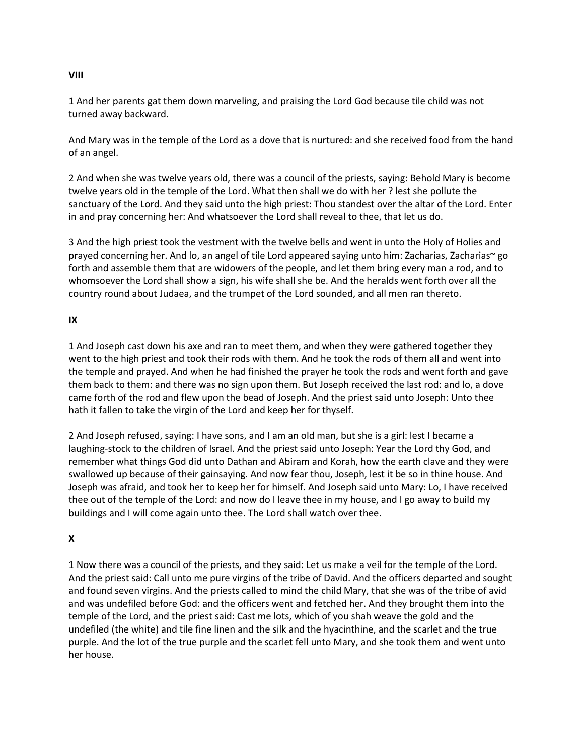**VIII**

1 And her parents gat them down marveling, and praising the Lord God because tile child was not turned away backward.

And Mary was in the temple of the Lord as a dove that is nurtured: and she received food from the hand of an angel.

2 And when she was twelve years old, there was a council of the priests, saying: Behold Mary is become twelve years old in the temple of the Lord. What then shall we do with her ? lest she pollute the sanctuary of the Lord. And they said unto the high priest: Thou standest over the altar of the Lord. Enter in and pray concerning her: And whatsoever the Lord shall reveal to thee, that let us do.

3 And the high priest took the vestment with the twelve bells and went in unto the Holy of Holies and prayed concerning her. And lo, an angel of tile Lord appeared saying unto him: Zacharias, Zacharias~ go forth and assemble them that are widowers of the people, and let them bring every man a rod, and to whomsoever the Lord shall show a sign, his wife shall she be. And the heralds went forth over all the country round about Judaea, and the trumpet of the Lord sounded, and all men ran thereto.

**IX**

1 And Joseph cast down his axe and ran to meet them, and when they were gathered together they went to the high priest and took their rods with them. And he took the rods of them all and went into the temple and prayed. And when he had finished the prayer he took the rods and went forth and gave them back to them: and there was no sign upon them. But Joseph received the last rod: and lo, a dove came forth of the rod and flew upon the bead of Joseph. And the priest said unto Joseph: Unto thee hath it fallen to take the virgin of the Lord and keep her for thyself.

2 And Joseph refused, saying: I have sons, and I am an old man, but she is a girl: lest I became a laughing-stock to the children of Israel. And the priest said unto Joseph: Year the Lord thy God, and remember what things God did unto Dathan and Abiram and Korah, how the earth clave and they were swallowed up because of their gainsaying. And now fear thou, Joseph, lest it be so in thine house. And Joseph was afraid, and took her to keep her for himself. And Joseph said unto Mary: Lo, I have received thee out of the temple of the Lord: and now do I leave thee in my house, and I go away to build my buildings and I will come again unto thee. The Lord shall watch over thee.

**X**

1 Now there was a council of the priests, and they said: Let us make a veil for the temple of the Lord. And the priest said: Call unto me pure virgins of the tribe of David. And the officers departed and sought and found seven virgins. And the priests called to mind the child Mary, that she was of the tribe of avid and was undefiled before God: and the officers went and fetched her. And they brought them into the temple of the Lord, and the priest said: Cast me lots, which of you shah weave the gold and the undefiled (the white) and tile fine linen and the silk and the hyacinthine, and the scarlet and the true purple. And the lot of the true purple and the scarlet fell unto Mary, and she took them and went unto her house.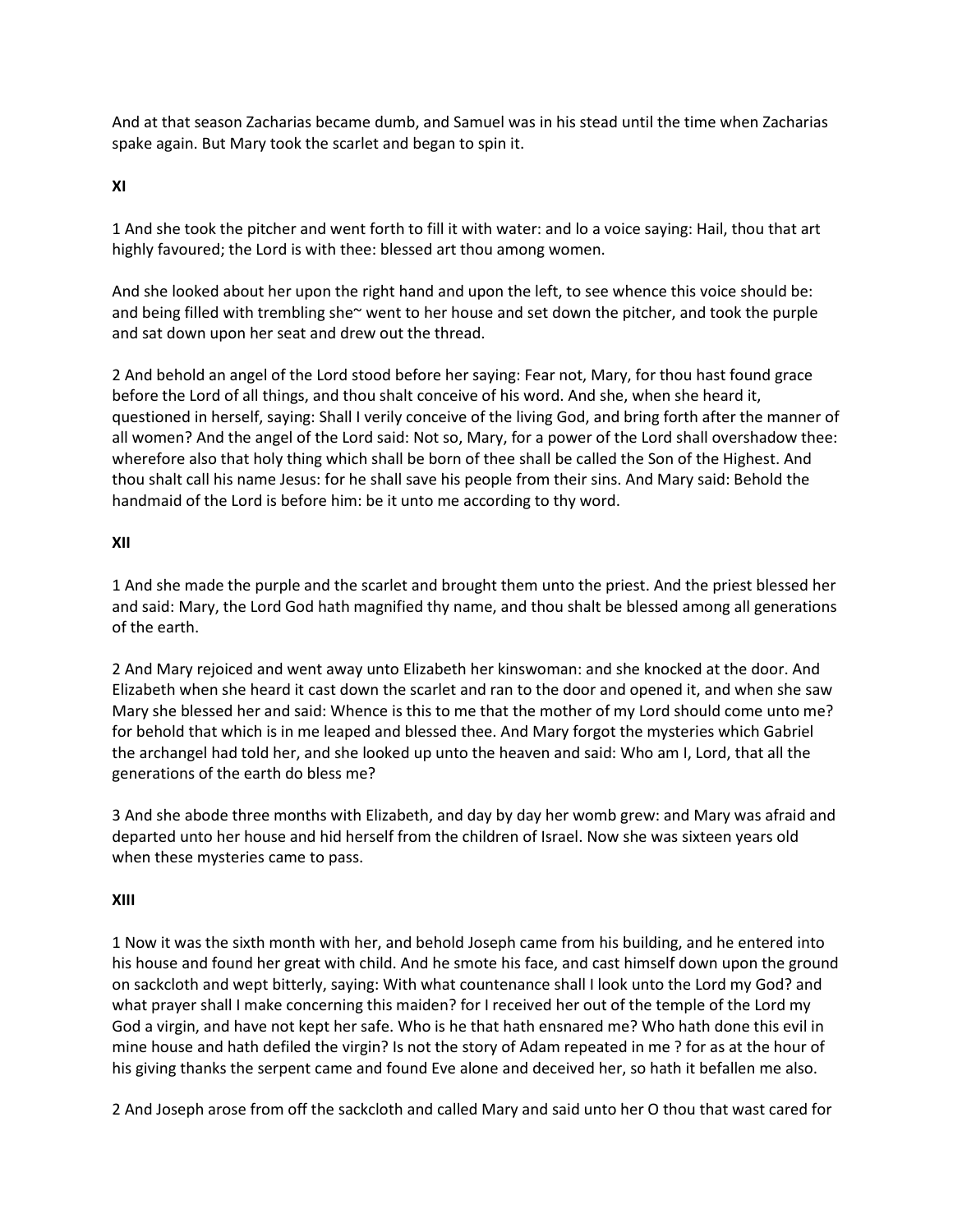And at that season Zacharias became dumb, and Samuel was in his stead until the time when Zacharias spake again. But Mary took the scarlet and began to spin it.

**XI**

1 And she took the pitcher and went forth to fill it with water: and lo a voice saying: Hail, thou that art highly favoured; the Lord is with thee: blessed art thou among women.

And she looked about her upon the right hand and upon the left, to see whence this voice should be: and being filled with trembling she~ went to her house and set down the pitcher, and took the purple and sat down upon her seat and drew out the thread.

2 And behold an angel of the Lord stood before her saying: Fear not, Mary, for thou hast found grace before the Lord of all things, and thou shalt conceive of his word. And she, when she heard it, questioned in herself, saying: Shall I verily conceive of the living God, and bring forth after the manner of all women? And the angel of the Lord said: Not so, Mary, for a power of the Lord shall overshadow thee: wherefore also that holy thing which shall be born of thee shall be called the Son of the Highest. And thou shalt call his name Jesus: for he shall save his people from their sins. And Mary said: Behold the handmaid of the Lord is before him: be it unto me according to thy word.

**XII**

1 And she made the purple and the scarlet and brought them unto the priest. And the priest blessed her and said: Mary, the Lord God hath magnified thy name, and thou shalt be blessed among all generations of the earth.

2 And Mary rejoiced and went away unto Elizabeth her kinswoman: and she knocked at the door. And Elizabeth when she heard it cast down the scarlet and ran to the door and opened it, and when she saw Mary she blessed her and said: Whence is this to me that the mother of my Lord should come unto me? for behold that which is in me leaped and blessed thee. And Mary forgot the mysteries which Gabriel the archangel had told her, and she looked up unto the heaven and said: Who am I, Lord, that all the generations of the earth do bless me?

3 And she abode three months with Elizabeth, and day by day her womb grew: and Mary was afraid and departed unto her house and hid herself from the children of Israel. Now she was sixteen years old when these mysteries came to pass.

**XIII**

1 Now it was the sixth month with her, and behold Joseph came from his building, and he entered into his house and found her great with child. And he smote his face, and cast himself down upon the ground on sackcloth and wept bitterly, saying: With what countenance shall I look unto the Lord my God? and what prayer shall I make concerning this maiden? for I received her out of the temple of the Lord my God a virgin, and have not kept her safe. Who is he that hath ensnared me? Who hath done this evil in mine house and hath defiled the virgin? Is not the story of Adam repeated in me ? for as at the hour of his giving thanks the serpent came and found Eve alone and deceived her, so hath it befallen me also.

2 And Joseph arose from off the sackcloth and called Mary and said unto her O thou that wast cared for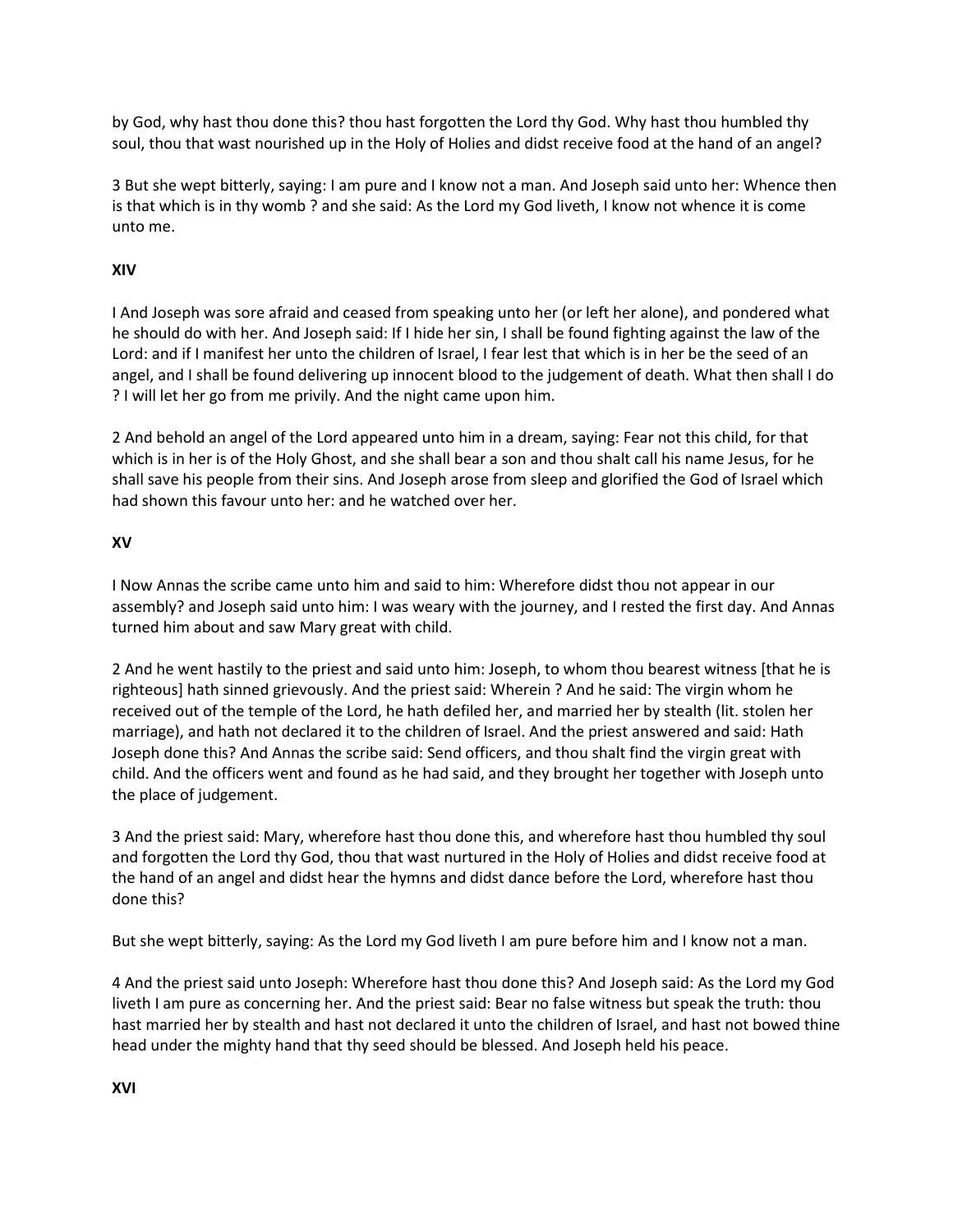by God, why hast thou done this? thou hast forgotten the Lord thy God. Why hast thou humbled thy soul, thou that wast nourished up in the Holy of Holies and didst receive food at the hand of an angel?

3 But she wept bitterly, saying: I am pure and I know not a man. And Joseph said unto her: Whence then is that which is in thy womb ? and she said: As the Lord my God liveth, I know not whence it is come unto me.

**XIV**

I And Joseph was sore afraid and ceased from speaking unto her (or left her alone), and pondered what he should do with her. And Joseph said: If I hide her sin, I shall be found fighting against the law of the Lord: and if I manifest her unto the children of Israel, I fear lest that which is in her be the seed of an angel, and I shall be found delivering up innocent blood to the judgement of death. What then shall I do ? I will let her go from me privily. And the night came upon him.

2 And behold an angel of the Lord appeared unto him in a dream, saying: Fear not this child, for that which is in her is of the Holy Ghost, and she shall bear a son and thou shalt call his name Jesus, for he shall save his people from their sins. And Joseph arose from sleep and glorified the God of Israel which had shown this favour unto her: and he watched over her.

**XV**

I Now Annas the scribe came unto him and said to him: Wherefore didst thou not appear in our assembly? and Joseph said unto him: I was weary with the journey, and I rested the first day. And Annas turned him about and saw Mary great with child.

2 And he went hastily to the priest and said unto him: Joseph, to whom thou bearest witness [that he is righteous] hath sinned grievously. And the priest said: Wherein ? And he said: The virgin whom he received out of the temple of the Lord, he hath defiled her, and married her by stealth (lit. stolen her marriage), and hath not declared it to the children of Israel. And the priest answered and said: Hath Joseph done this? And Annas the scribe said: Send officers, and thou shalt find the virgin great with child. And the officers went and found as he had said, and they brought her together with Joseph unto the place of judgement.

3 And the priest said: Mary, wherefore hast thou done this, and wherefore hast thou humbled thy soul and forgotten the Lord thy God, thou that wast nurtured in the Holy of Holies and didst receive food at the hand of an angel and didst hear the hymns and didst dance before the Lord, wherefore hast thou done this?

But she wept bitterly, saying: As the Lord my God liveth I am pure before him and I know not a man.

4 And the priest said unto Joseph: Wherefore hast thou done this? And Joseph said: As the Lord my God liveth I am pure as concerning her. And the priest said: Bear no false witness but speak the truth: thou hast married her by stealth and hast not declared it unto the children of Israel, and hast not bowed thine head under the mighty hand that thy seed should be blessed. And Joseph held his peace.

**XVI**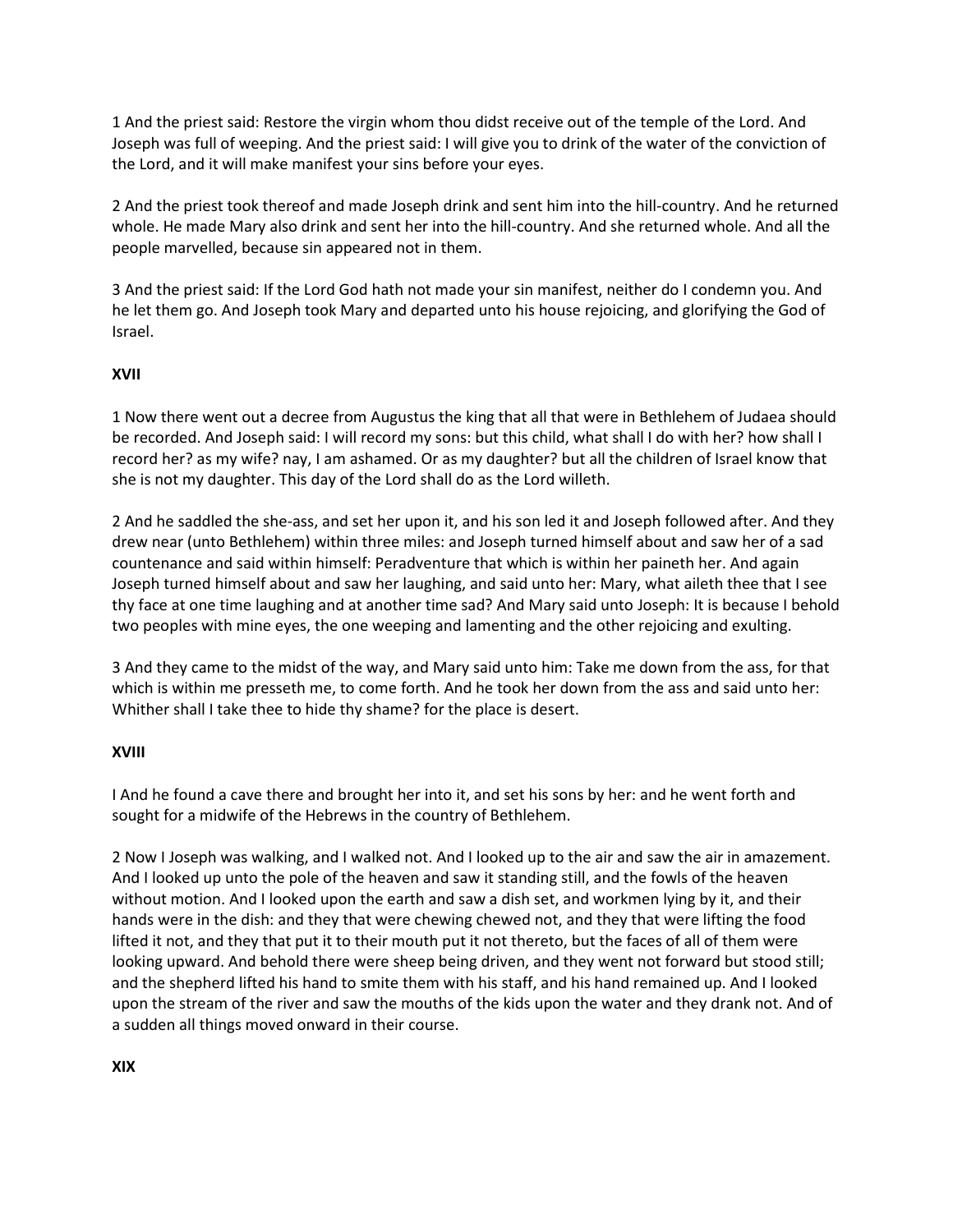1 And the priest said: Restore the virgin whom thou didst receive out of the temple of the Lord. And Joseph was full of weeping. And the priest said: I will give you to drink of the water of the conviction of the Lord, and it will make manifest your sins before your eyes.

2 And the priest took thereof and made Joseph drink and sent him into the hill-country. And he returned whole. He made Mary also drink and sent her into the hill-country. And she returned whole. And all the people marvelled, because sin appeared not in them.

3 And the priest said: If the Lord God hath not made your sin manifest, neither do I condemn you. And he let them go. And Joseph took Mary and departed unto his house rejoicing, and glorifying the God of Israel.

**XVII**

1 Now there went out a decree from Augustus the king that all that were in Bethlehem of Judaea should be recorded. And Joseph said: I will record my sons: but this child, what shall I do with her? how shall I record her? as my wife? nay, I am ashamed. Or as my daughter? but all the children of Israel know that she is not my daughter. This day of the Lord shall do as the Lord willeth.

2 And he saddled the she-ass, and set her upon it, and his son led it and Joseph followed after. And they drew near (unto Bethlehem) within three miles: and Joseph turned himself about and saw her of a sad countenance and said within himself: Peradventure that which is within her paineth her. And again Joseph turned himself about and saw her laughing, and said unto her: Mary, what aileth thee that I see thy face at one time laughing and at another time sad? And Mary said unto Joseph: It is because I behold two peoples with mine eyes, the one weeping and lamenting and the other rejoicing and exulting.

3 And they came to the midst of the way, and Mary said unto him: Take me down from the ass, for that which is within me presseth me, to come forth. And he took her down from the ass and said unto her: Whither shall I take thee to hide thy shame? for the place is desert.

**XVIII**

I And he found a cave there and brought her into it, and set his sons by her: and he went forth and sought for a midwife of the Hebrews in the country of Bethlehem.

2 Now I Joseph was walking, and I walked not. And I looked up to the air and saw the air in amazement. And I looked up unto the pole of the heaven and saw it standing still, and the fowls of the heaven without motion. And I looked upon the earth and saw a dish set, and workmen lying by it, and their hands were in the dish: and they that were chewing chewed not, and they that were lifting the food lifted it not, and they that put it to their mouth put it not thereto, but the faces of all of them were looking upward. And behold there were sheep being driven, and they went not forward but stood still; and the shepherd lifted his hand to smite them with his staff, and his hand remained up. And I looked upon the stream of the river and saw the mouths of the kids upon the water and they drank not. And of a sudden all things moved onward in their course.

**XIX**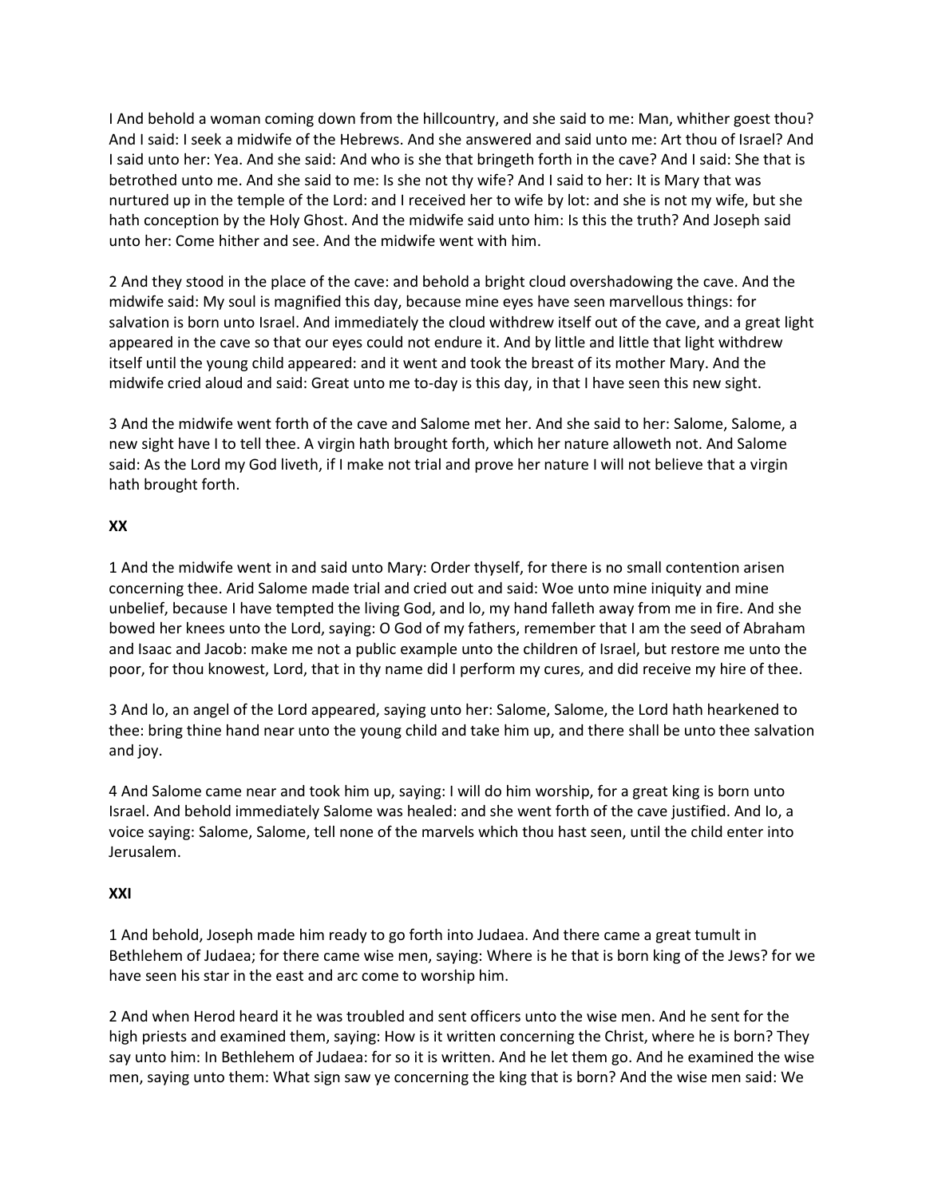I And behold a woman coming down from the hillcountry, and she said to me: Man, whither goest thou? And I said: I seek a midwife of the Hebrews. And she answered and said unto me: Art thou of Israel? And I said unto her: Yea. And she said: And who is she that bringeth forth in the cave? And I said: She that is betrothed unto me. And she said to me: Is she not thy wife? And I said to her: It is Mary that was nurtured up in the temple of the Lord: and I received her to wife by lot: and she is not my wife, but she hath conception by the Holy Ghost. And the midwife said unto him: Is this the truth? And Joseph said unto her: Come hither and see. And the midwife went with him.

2 And they stood in the place of the cave: and behold a bright cloud overshadowing the cave. And the midwife said: My soul is magnified this day, because mine eyes have seen marvellous things: for salvation is born unto Israel. And immediately the cloud withdrew itself out of the cave, and a great light appeared in the cave so that our eyes could not endure it. And by little and little that light withdrew itself until the young child appeared: and it went and took the breast of its mother Mary. And the midwife cried aloud and said: Great unto me to-day is this day, in that I have seen this new sight.

3 And the midwife went forth of the cave and Salome met her. And she said to her: Salome, Salome, a new sight have I to tell thee. A virgin hath brought forth, which her nature alloweth not. And Salome said: As the Lord my God liveth, if I make not trial and prove her nature I will not believe that a virgin hath brought forth.

**XX**

1 And the midwife went in and said unto Mary: Order thyself, for there is no small contention arisen concerning thee. Arid Salome made trial and cried out and said: Woe unto mine iniquity and mine unbelief, because I have tempted the living God, and lo, my hand falleth away from me in fire. And she bowed her knees unto the Lord, saying: O God of my fathers, remember that I am the seed of Abraham and Isaac and Jacob: make me not a public example unto the children of Israel, but restore me unto the poor, for thou knowest, Lord, that in thy name did I perform my cures, and did receive my hire of thee.

3 And lo, an angel of the Lord appeared, saying unto her: Salome, Salome, the Lord hath hearkened to thee: bring thine hand near unto the young child and take him up, and there shall be unto thee salvation and joy.

4 And Salome came near and took him up, saying: I will do him worship, for a great king is born unto Israel. And behold immediately Salome was healed: and she went forth of the cave justified. And Io, a voice saying: Salome, Salome, tell none of the marvels which thou hast seen, until the child enter into Jerusalem.

**XXI**

1 And behold, Joseph made him ready to go forth into Judaea. And there came a great tumult in Bethlehem of Judaea; for there came wise men, saying: Where is he that is born king of the Jews? for we have seen his star in the east and arc come to worship him.

2 And when Herod heard it he was troubled and sent officers unto the wise men. And he sent for the high priests and examined them, saying: How is it written concerning the Christ, where he is born? They say unto him: In Bethlehem of Judaea: for so it is written. And he let them go. And he examined the wise men, saying unto them: What sign saw ye concerning the king that is born? And the wise men said: We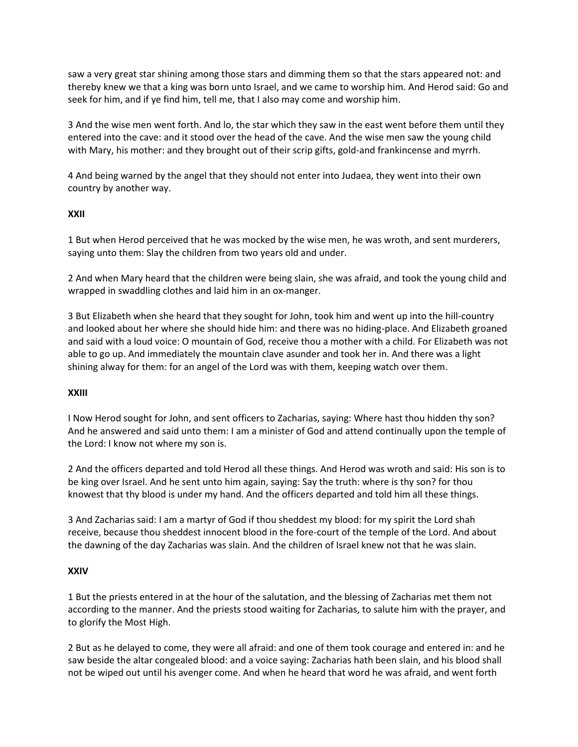saw a very great star shining among those stars and dimming them so that the stars appeared not: and thereby knew we that a king was born unto Israel, and we came to worship him. And Herod said: Go and seek for him, and if ye find him, tell me, that I also may come and worship him.

3 And the wise men went forth. And lo, the star which they saw in the east went before them until they entered into the cave: and it stood over the head of the cave. And the wise men saw the young child with Mary, his mother: and they brought out of their scrip gifts, gold-and frankincense and myrrh.

4 And being warned by the angel that they should not enter into Judaea, they went into their own country by another way.

**XXII**

1 But when Herod perceived that he was mocked by the wise men, he was wroth, and sent murderers, saying unto them: Slay the children from two years old and under.

2 And when Mary heard that the children were being slain, she was afraid, and took the young child and wrapped in swaddling clothes and laid him in an ox-manger.

3 But Elizabeth when she heard that they sought for John, took him and went up into the hill-country and looked about her where she should hide him: and there was no hiding-place. And Elizabeth groaned and said with a loud voice: O mountain of God, receive thou a mother with a child. For Elizabeth was not able to go up. And immediately the mountain clave asunder and took her in. And there was a light shining alway for them: for an angel of the Lord was with them, keeping watch over them.

**XXIII**

I Now Herod sought for John, and sent officers to Zacharias, saying: Where hast thou hidden thy son? And he answered and said unto them: I am a minister of God and attend continually upon the temple of the Lord: I know not where my son is.

2 And the officers departed and told Herod all these things. And Herod was wroth and said: His son is to be king over Israel. And he sent unto him again, saying: Say the truth: where is thy son? for thou knowest that thy blood is under my hand. And the officers departed and told him all these things.

3 And Zacharias said: I am a martyr of God if thou sheddest my blood: for my spirit the Lord shah receive, because thou sheddest innocent blood in the fore-court of the temple of the Lord. And about the dawning of the day Zacharias was slain. And the children of Israel knew not that he was slain.

**XXIV**

1 But the priests entered in at the hour of the salutation, and the blessing of Zacharias met them not according to the manner. And the priests stood waiting for Zacharias, to salute him with the prayer, and to glorify the Most High.

2 But as he delayed to come, they were all afraid: and one of them took courage and entered in: and he saw beside the altar congealed blood: and a voice saying: Zacharias hath been slain, and his blood shall not be wiped out until his avenger come. And when he heard that word he was afraid, and went forth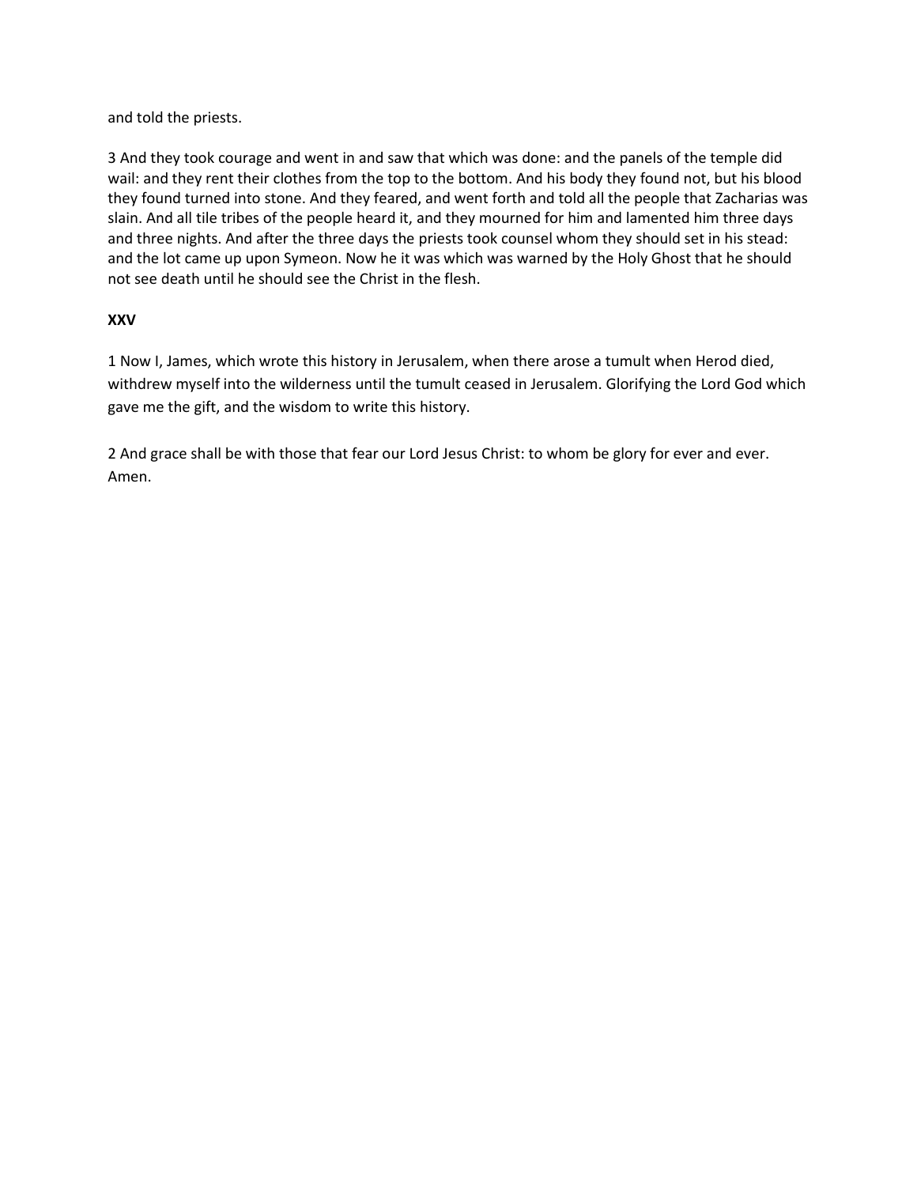and told the priests.

3 And they took courage and went in and saw that which was done: and the panels of the temple did wail: and they rent their clothes from the top to the bottom. And his body they found not, but his blood they found turned into stone. And they feared, and went forth and told all the people that Zacharias was slain. And all tile tribes of the people heard it, and they mourned for him and lamented him three days and three nights. And after the three days the priests took counsel whom they should set in his stead: and the lot came up upon Symeon. Now he it was which was warned by the Holy Ghost that he should not see death until he should see the Christ in the flesh.

**XXV**

1 Now I, James, which wrote this history in Jerusalem, when there arose a tumult when Herod died, withdrew myself into the wilderness until the tumult ceased in Jerusalem. Glorifying the Lord God which gave me the gift, and the wisdom to write this history.

2 And grace shall be with those that fear our Lord Jesus Christ: to whom be glory for ever and ever. Amen.